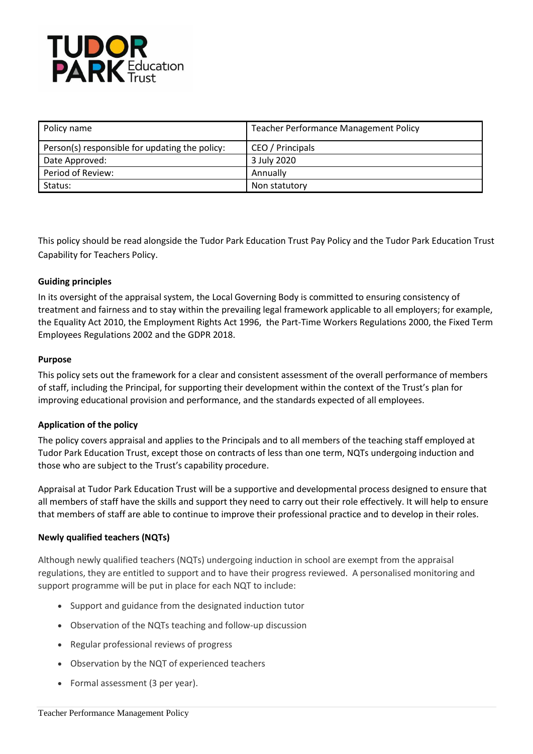| Policy name | Teacher Performance Management Policy |
| --- | --- |
| Person(s) responsible for updating the policy: | CEO / Principals |
| Date Approved: | 3 July 2020 |
| Period of Review: | Annually |
| Status: | Non statutory |

This policy should be read alongside the Tudor Park Education Trust Pay Policy and the Tudor Park Education Trust Capability for Teachers Policy.

**Guiding principles**

In its oversight of the appraisal system, the Local Governing Body is committed to ensuring consistency of treatment and fairness and to stay within the prevailing legal framework applicable to all employers; for example, the Equality Act 2010, the Employment Rights Act 1996, the Part-Time Workers Regulations 2000, the Fixed Term Employees Regulations 2002 and the GDPR 2018.

**Purpose**

This policy sets out the framework for a clear and consistent assessment of the overall performance of members of staff, including the Principal, for supporting their development within the context of the Trust's plan for improving educational provision and performance, and the standards expected of all employees.

**Application of the policy**

The policy covers appraisal and applies to the Principals and to all members of the teaching staff employed at Tudor Park Education Trust, except those on contracts of less than one term, NQTs undergoing induction and those who are subject to the Trust's capability procedure.

Appraisal at Tudor Park Education Trust will be a supportive and developmental process designed to ensure that all members of staff have the skills and support they need to carry out their role effectively. It will help to ensure that members of staff are able to continue to improve their professional practice and to develop in their roles.

**Newly qualified teachers (NQTs)**

Although newly qualified teachers (NQTs) undergoing induction in school are exempt from the appraisal regulations, they are entitled to support and to have their progress reviewed. A personalised monitoring and support programme will be put in place for each NQT to include:

- Support and guidance from the designated induction tutor
- Observation of the NQTs teaching and follow-up discussion
- Regular professional reviews of progress
- Observation by the NQT of experienced teachers
- Formal assessment (3 per year).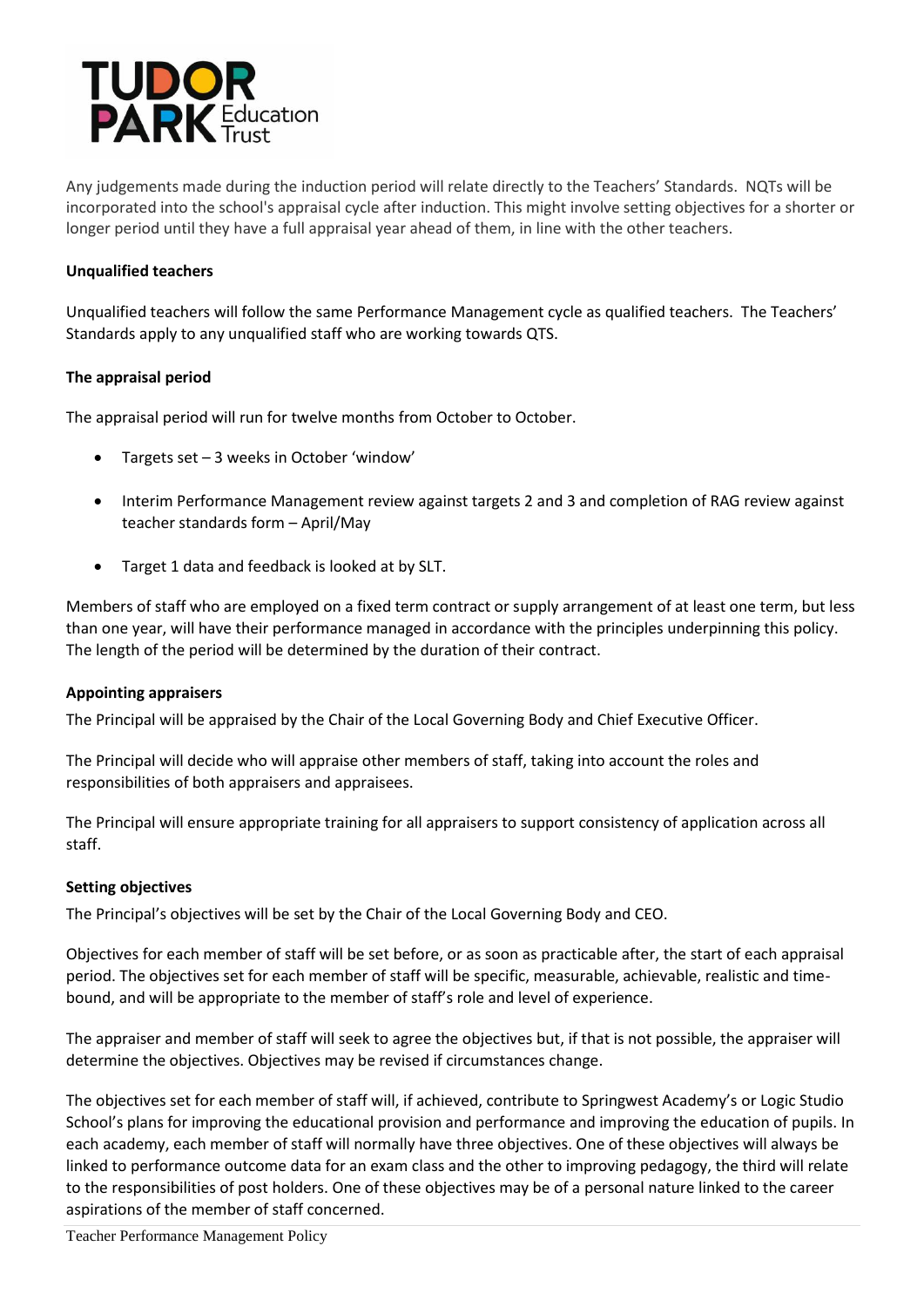Any judgements made during the induction period will relate directly to the Teachers' Standards. NQTs will be incorporated into the school's appraisal cycle after induction. This might involve setting objectives for a shorter or longer period until they have a full appraisal year ahead of them, in line with the other teachers.

**Unqualified teachers**

Unqualified teachers will follow the same Performance Management cycle as qualified teachers. The Teachers' Standards apply to any unqualified staff who are working towards QTS.

**The appraisal period**

The appraisal period will run for twelve months from October to October.

- Targets set – 3 weeks in October 'window'
- Interim Performance Management review against targets 2 and 3 and completion of RAG review against teacher standards form – April/May
- Target 1 data and feedback is looked at by SLT.

Members of staff who are employed on a fixed term contract or supply arrangement of at least one term, but less than one year, will have their performance managed in accordance with the principles underpinning this policy. The length of the period will be determined by the duration of their contract.

**Appointing appraisers**

The Principal will be appraised by the Chair of the Local Governing Body and Chief Executive Officer.

The Principal will decide who will appraise other members of staff, taking into account the roles and responsibilities of both appraisers and appraisees.

The Principal will ensure appropriate training for all appraisers to support consistency of application across all staff.

**Setting objectives**

The Principal's objectives will be set by the Chair of the Local Governing Body and CEO.

Objectives for each member of staff will be set before, or as soon as practicable after, the start of each appraisal period. The objectives set for each member of staff will be specific, measurable, achievable, realistic and time-bound, and will be appropriate to the member of staff's role and level of experience.

The appraiser and member of staff will seek to agree the objectives but, if that is not possible, the appraiser will determine the objectives. Objectives may be revised if circumstances change.

The objectives set for each member of staff will, if achieved, contribute to Springwest Academy's or Logic Studio School's plans for improving the educational provision and performance and improving the education of pupils. In each academy, each member of staff will normally have three objectives. One of these objectives will always be linked to performance outcome data for an exam class and the other to improving pedagogy, the third will relate to the responsibilities of post holders. One of these objectives may be of a personal nature linked to the career aspirations of the member of staff concerned.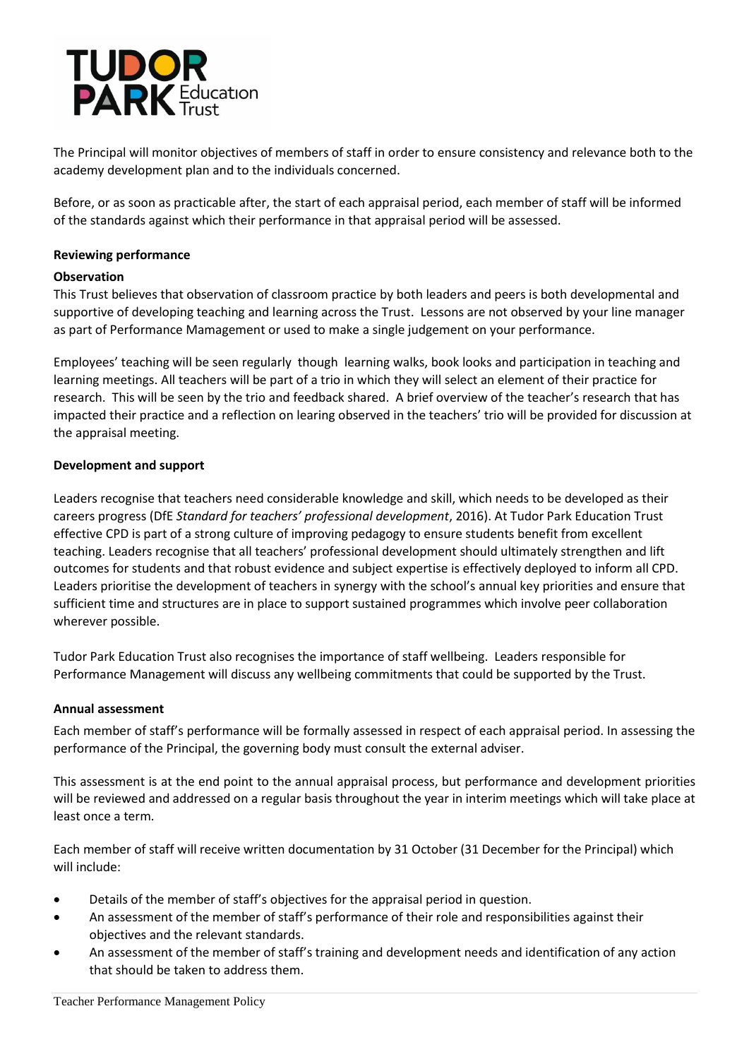The Principal will monitor objectives of members of staff in order to ensure consistency and relevance both to the academy development plan and to the individuals concerned.

Before, or as soon as practicable after, the start of each appraisal period, each member of staff will be informed of the standards against which their performance in that appraisal period will be assessed.

**Reviewing performance**

**Observation**

This Trust believes that observation of classroom practice by both leaders and peers is both developmental and supportive of developing teaching and learning across the Trust. Lessons are not observed by your line manager as part of Performance Mamagement or used to make a single judgement on your performance.

Employees' teaching will be seen regularly though learning walks, book looks and participation in teaching and learning meetings. All teachers will be part of a trio in which they will select an element of their practice for research. This will be seen by the trio and feedback shared. A brief overview of the teacher's research that has impacted their practice and a reflection on learing observed in the teachers' trio will be provided for discussion at the appraisal meeting.

**Development and support**

Leaders recognise that teachers need considerable knowledge and skill, which needs to be developed as their careers progress (DfE *Standard for teachers' professional development*, 2016). At Tudor Park Education Trust effective CPD is part of a strong culture of improving pedagogy to ensure students benefit from excellent teaching. Leaders recognise that all teachers' professional development should ultimately strengthen and lift outcomes for students and that robust evidence and subject expertise is effectively deployed to inform all CPD. Leaders prioritise the development of teachers in synergy with the school's annual key priorities and ensure that sufficient time and structures are in place to support sustained programmes which involve peer collaboration wherever possible.

Tudor Park Education Trust also recognises the importance of staff wellbeing. Leaders responsible for Performance Management will discuss any wellbeing commitments that could be supported by the Trust.

**Annual assessment**

Each member of staff's performance will be formally assessed in respect of each appraisal period. In assessing the performance of the Principal, the governing body must consult the external adviser.

This assessment is at the end point to the annual appraisal process, but performance and development priorities will be reviewed and addressed on a regular basis throughout the year in interim meetings which will take place at least once a term.

Each member of staff will receive written documentation by 31 October (31 December for the Principal) which will include:

- Details of the member of staff's objectives for the appraisal period in question.
- An assessment of the member of staff's performance of their role and responsibilities against their objectives and the relevant standards.
- An assessment of the member of staff's training and development needs and identification of any action that should be taken to address them.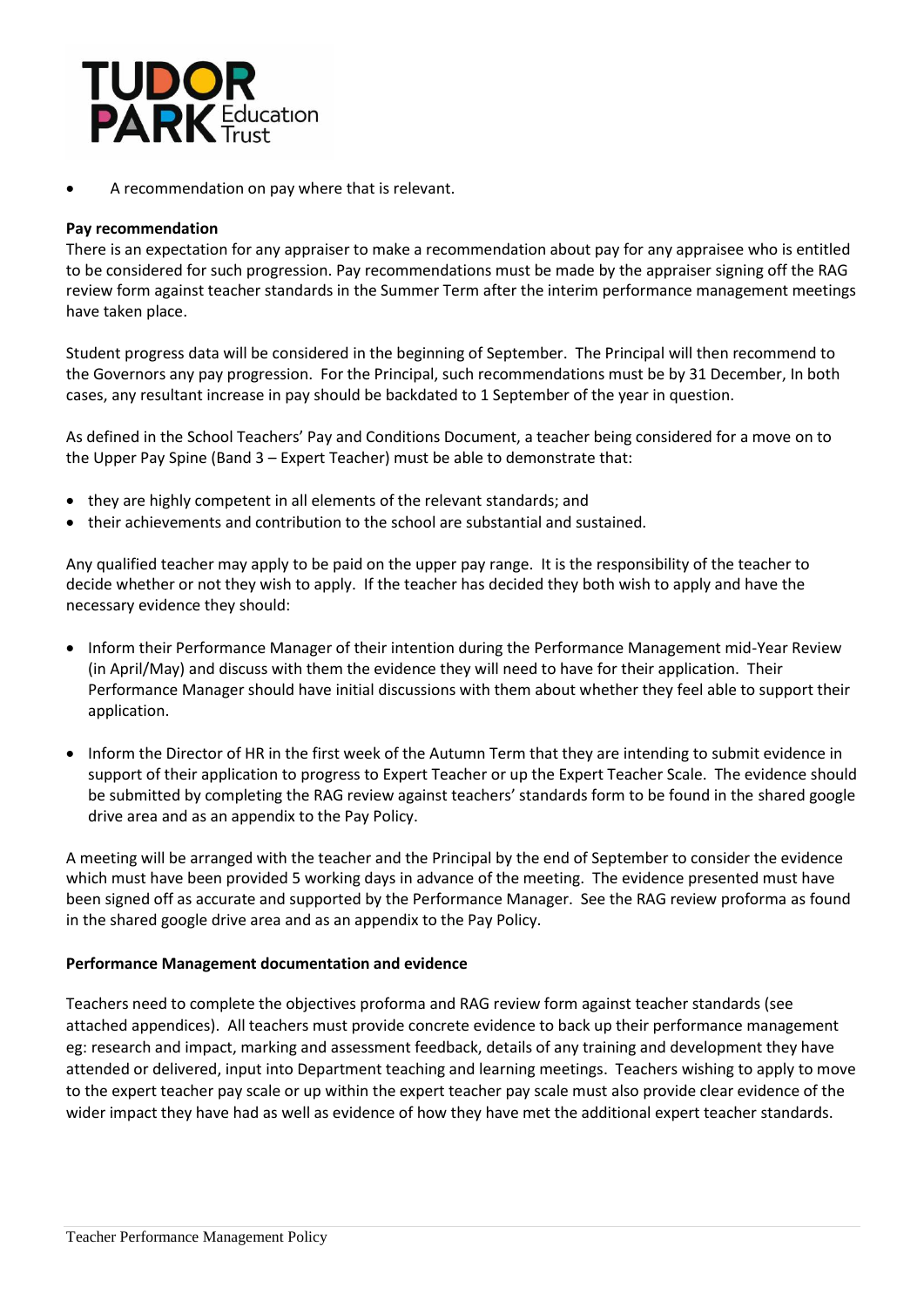- A recommendation on pay where that is relevant.

**Pay recommendation**

There is an expectation for any appraiser to make a recommendation about pay for any appraisee who is entitled to be considered for such progression. Pay recommendations must be made by the appraiser signing off the RAG review form against teacher standards in the Summer Term after the interim performance management meetings have taken place.

Student progress data will be considered in the beginning of September. The Principal will then recommend to the Governors any pay progression. For the Principal, such recommendations must be by 31 December, In both cases, any resultant increase in pay should be backdated to 1 September of the year in question.

As defined in the School Teachers' Pay and Conditions Document, a teacher being considered for a move on to the Upper Pay Spine (Band 3 – Expert Teacher) must be able to demonstrate that:

- they are highly competent in all elements of the relevant standards; and
- their achievements and contribution to the school are substantial and sustained.

Any qualified teacher may apply to be paid on the upper pay range. It is the responsibility of the teacher to decide whether or not they wish to apply. If the teacher has decided they both wish to apply and have the necessary evidence they should:

- Inform their Performance Manager of their intention during the Performance Management mid-Year Review (in April/May) and discuss with them the evidence they will need to have for their application. Their Performance Manager should have initial discussions with them about whether they feel able to support their application.

- Inform the Director of HR in the first week of the Autumn Term that they are intending to submit evidence in support of their application to progress to Expert Teacher or up the Expert Teacher Scale. The evidence should be submitted by completing the RAG review against teachers' standards form to be found in the shared google drive area and as an appendix to the Pay Policy.

A meeting will be arranged with the teacher and the Principal by the end of September to consider the evidence which must have been provided 5 working days in advance of the meeting. The evidence presented must have been signed off as accurate and supported by the Performance Manager. See the RAG review proforma as found in the shared google drive area and as an appendix to the Pay Policy.

**Performance Management documentation and evidence**

Teachers need to complete the objectives proforma and RAG review form against teacher standards (see attached appendices). All teachers must provide concrete evidence to back up their performance management eg: research and impact, marking and assessment feedback, details of any training and development they have attended or delivered, input into Department teaching and learning meetings. Teachers wishing to apply to move to the expert teacher pay scale or up within the expert teacher pay scale must also provide clear evidence of the wider impact they have had as well as evidence of how they have met the additional expert teacher standards.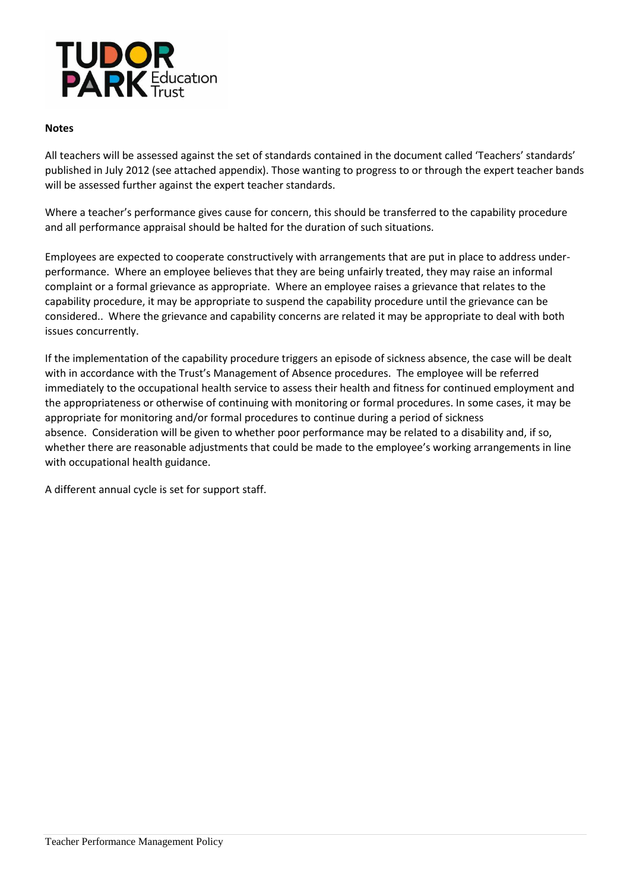**Notes**

All teachers will be assessed against the set of standards contained in the document called 'Teachers' standards' published in July 2012 (see attached appendix). Those wanting to progress to or through the expert teacher bands will be assessed further against the expert teacher standards.

Where a teacher's performance gives cause for concern, this should be transferred to the capability procedure and all performance appraisal should be halted for the duration of such situations.

Employees are expected to cooperate constructively with arrangements that are put in place to address under-performance. Where an employee believes that they are being unfairly treated, they may raise an informal complaint or a formal grievance as appropriate. Where an employee raises a grievance that relates to the capability procedure, it may be appropriate to suspend the capability procedure until the grievance can be considered.. Where the grievance and capability concerns are related it may be appropriate to deal with both issues concurrently.

If the implementation of the capability procedure triggers an episode of sickness absence, the case will be dealt with in accordance with the Trust's Management of Absence procedures. The employee will be referred immediately to the occupational health service to assess their health and fitness for continued employment and the appropriateness or otherwise of continuing with monitoring or formal procedures. In some cases, it may be appropriate for monitoring and/or formal procedures to continue during a period of sickness absence. Consideration will be given to whether poor performance may be related to a disability and, if so, whether there are reasonable adjustments that could be made to the employee's working arrangements in line with occupational health guidance.

A different annual cycle is set for support staff.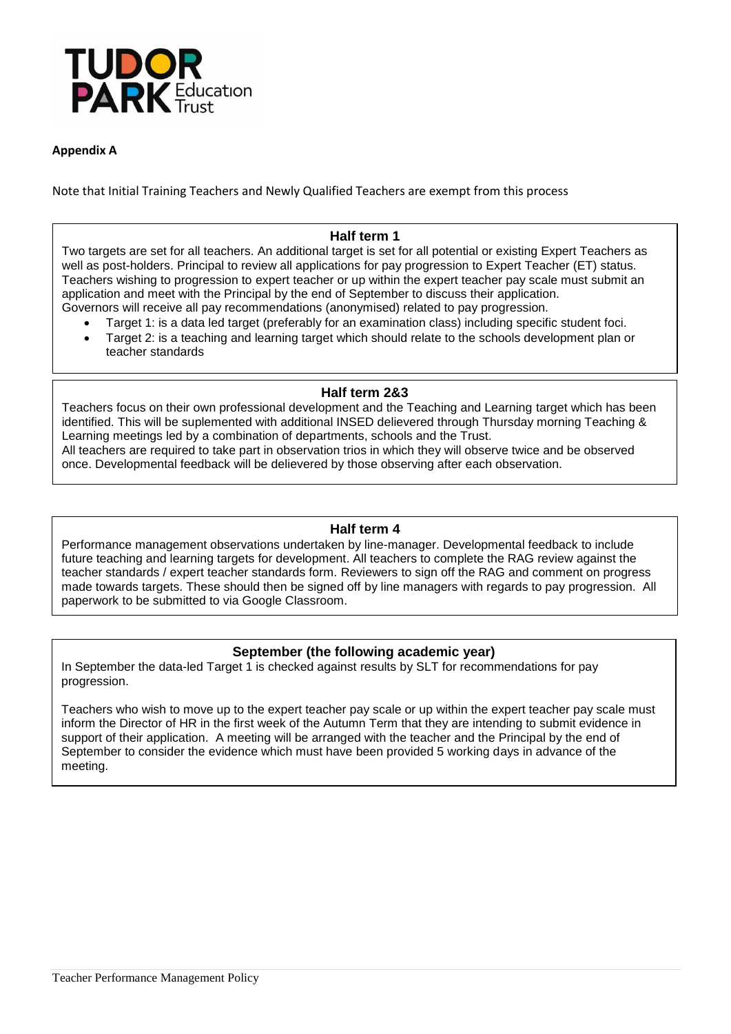**Appendix A**

Note that Initial Training Teachers and Newly Qualified Teachers are exempt from this process

### Half term 1

Two targets are set for all teachers. An additional target is set for all potential or existing Expert Teachers as well as post-holders. Principal to review all applications for pay progression to Expert Teacher (ET) status. Teachers wishing to progression to expert teacher or up within the expert teacher pay scale must submit an application and meet with the Principal by the end of September to discuss their application.
Governors will receive all pay recommendations (anonymised) related to pay progression.

- Target 1: is a data led target (preferably for an examination class) including specific student foci.
- Target 2: is a teaching and learning target which should relate to the schools development plan or teacher standards

### Half term 2&3

Teachers focus on their own professional development and the Teaching and Learning target which has been identified. This will be suplemented with additional INSED delievered through Thursday morning Teaching & Learning meetings led by a combination of departments, schools and the Trust.
All teachers are required to take part in observation trios in which they will observe twice and be observed once. Developmental feedback will be delievered by those observing after each observation.

### Half term 4

Performance management observations undertaken by line-manager. Developmental feedback to include future teaching and learning targets for development. All teachers to complete the RAG review against the teacher standards / expert teacher standards form. Reviewers to sign off the RAG and comment on progress made towards targets. These should then be signed off by line managers with regards to pay progression. All paperwork to be submitted to via Google Classroom.

### September (the following academic year)

In September the data-led Target 1 is checked against results by SLT for recommendations for pay progression.

Teachers who wish to move up to the expert teacher pay scale or up within the expert teacher pay scale must inform the Director of HR in the first week of the Autumn Term that they are intending to submit evidence in support of their application. A meeting will be arranged with the teacher and the Principal by the end of September to consider the evidence which must have been provided 5 working days in advance of the meeting.